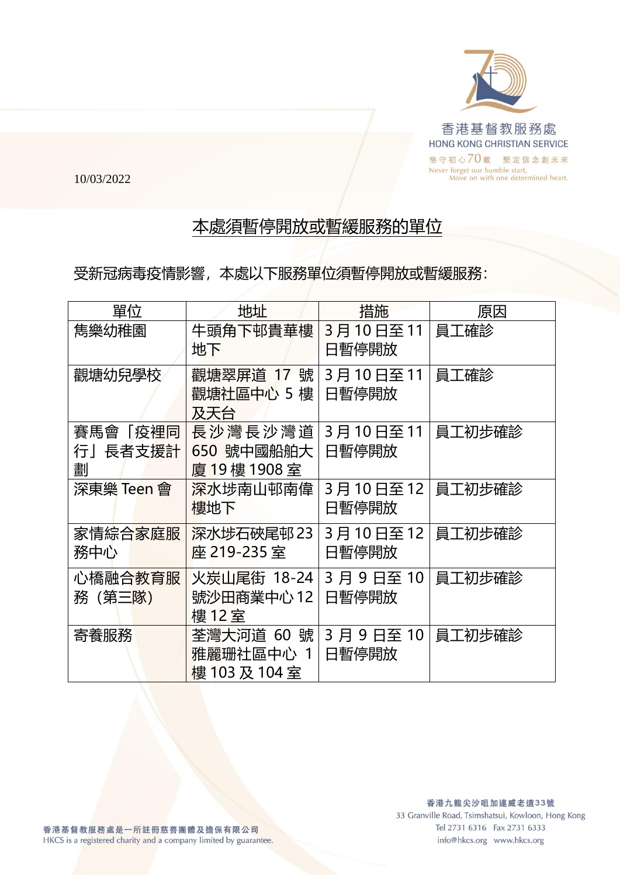10/03/2022

## 本處須暫停開放或暫緩服務的單位

受新冠病毒疫情影響，本處以下服務單位須暫停開放或暫緩服務：

| 單位 | 地址 | 措施 | 原因 |
| --- | --- | --- | --- |
| 雋樂幼稚園 | 牛頭角下邨貴華樓地下 | 3 月 10 日至 11 日暫停開放 | 員工確診 |
| 觀塘幼兒學校 | 觀塘翠屏道 17 號觀塘社區中心 5 樓及天台 | 3 月 10 日至 11 日暫停開放 | 員工確診 |
| 賽馬會「疫裡同行」長者支援計劃 | 長沙灣長沙灣道 650 號中國船舶大廈 19 樓 1908 室 | 3 月 10 日至 11 日暫停開放 | 員工初步確診 |
| 深東樂 Teen 會 | 深水埗南山邨南偉樓地下 | 3 月 10 日至 12 日暫停開放 | 員工初步確診 |
| 家情綜合家庭服務中心 | 深水埗石硤尾邨 23 座 219-235 室 | 3 月 10 日至 12 日暫停開放 | 員工初步確診 |
| 心橋融合教育服務（第三隊） | 火炭山尾街 18-24 號沙田商業中心 12 樓 12 室 | 3 月 9 日至 10 日暫停開放 | 員工初步確診 |
| 寄養服務 | 荃灣大河道 60 號雅麗珊社區中心 1 樓 103 及 104 室 | 3 月 9 日至 10 日暫停開放 | 員工初步確診 |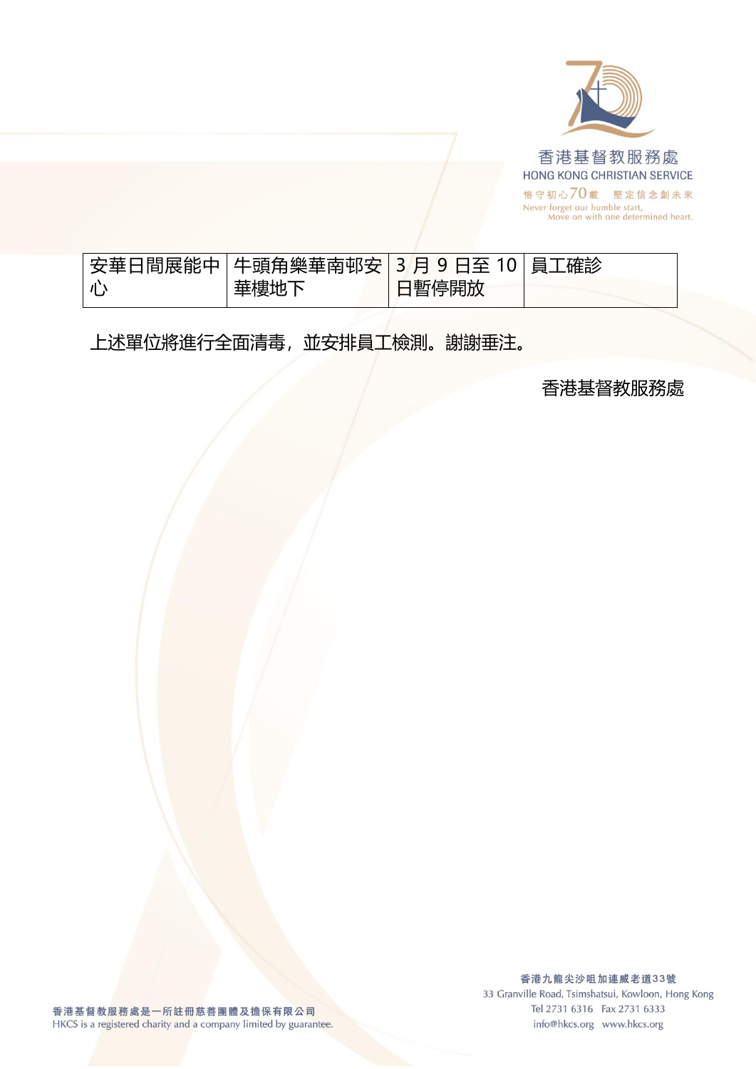| 安華日間展能中心 | 牛頭角樂華南邨安華樓地下 | 3 月 9 日至 10 日暫停開放 | 員工確診 |
| --- | --- | --- | --- |

上述單位將進行全面清毒，並安排員工檢測。謝謝垂注。

香港基督教服務處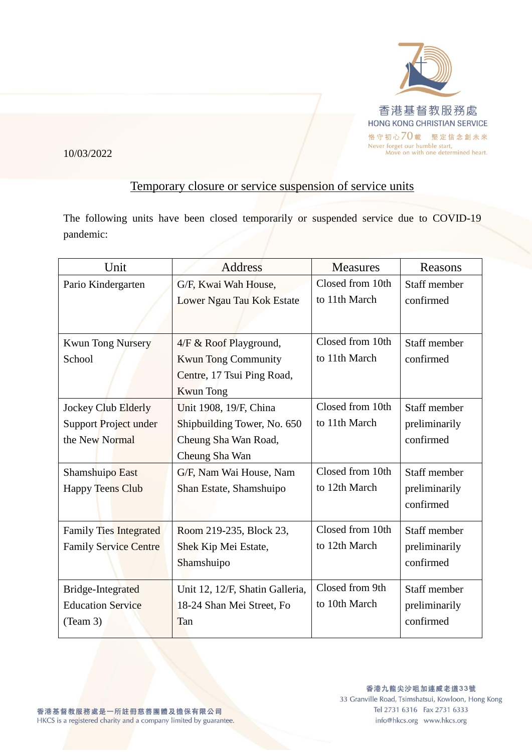10/03/2022

## Temporary closure or service suspension of service units

The following units have been closed temporarily or suspended service due to COVID-19 pandemic:

| Unit | Address | Measures | Reasons |
|---|---|---|---|
| Pario Kindergarten | G/F, Kwai Wah House, Lower Ngau Tau Kok Estate | Closed from 10th to 11th March | Staff member confirmed |
| Kwun Tong Nursery School | 4/F & Roof Playground, Kwun Tong Community Centre, 17 Tsui Ping Road, Kwun Tong | Closed from 10th to 11th March | Staff member confirmed |
| Jockey Club Elderly Support Project under the New Normal | Unit 1908, 19/F, China Shipbuilding Tower, No. 650 Cheung Sha Wan Road, Cheung Sha Wan | Closed from 10th to 11th March | Staff member preliminarily confirmed |
| Shamshuipo East Happy Teens Club | G/F, Nam Wai House, Nam Shan Estate, Shamshuipo | Closed from 10th to 12th March | Staff member preliminarily confirmed |
| Family Ties Integrated Family Service Centre | Room 219-235, Block 23, Shek Kip Mei Estate, Shamshuipo | Closed from 10th to 12th March | Staff member preliminarily confirmed |
| Bridge-Integrated Education Service (Team 3) | Unit 12, 12/F, Shatin Galleria, 18-24 Shan Mei Street, Fo Tan | Closed from 9th to 10th March | Staff member preliminarily confirmed |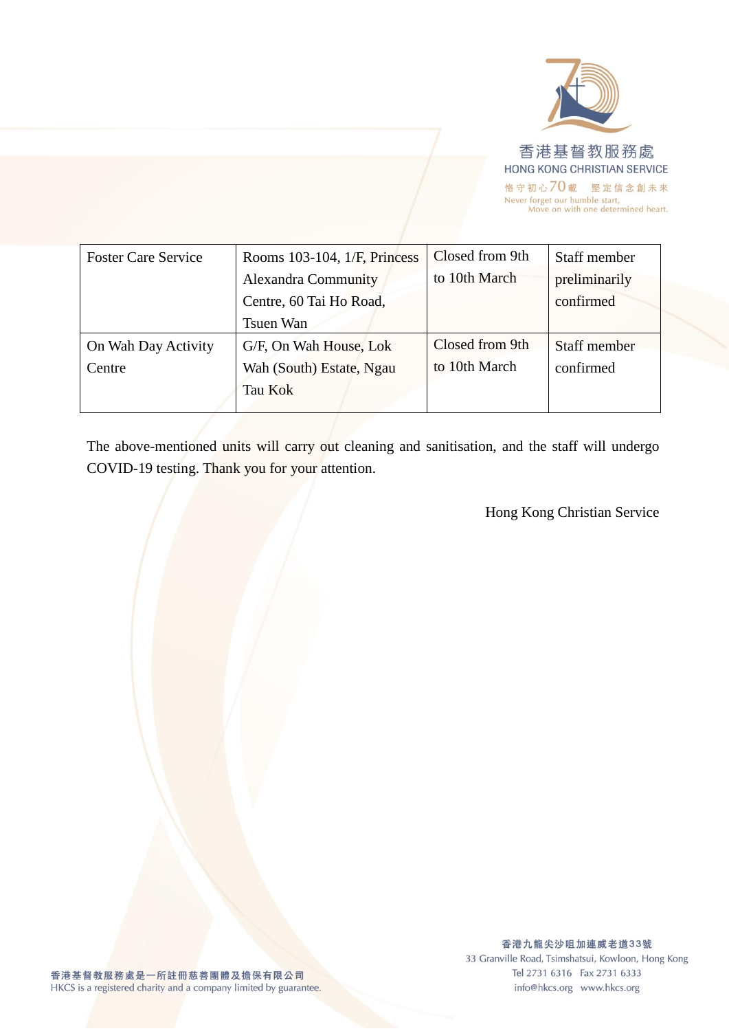| | | | |
|---|---|---|---|
| Foster Care Service | Rooms 103-104, 1/F, Princess Alexandra Community Centre, 60 Tai Ho Road, Tsuen Wan | Closed from 9th to 10th March | Staff member preliminarily confirmed |
| On Wah Day Activity Centre | G/F, On Wah House, Lok Wah (South) Estate, Ngau Tau Kok | Closed from 9th to 10th March | Staff member confirmed |

The above-mentioned units will carry out cleaning and sanitisation, and the staff will undergo COVID-19 testing. Thank you for your attention.

Hong Kong Christian Service